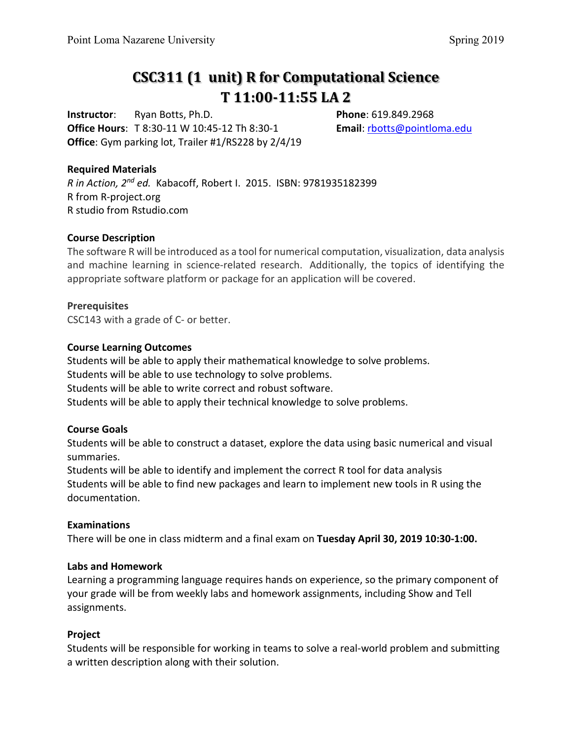# CSC311 (1 unit) R for Computational Science
# T 11:00-11:55 LA 2

**Instructor**: Ryan Botts, Ph.D.
**Phone**: 619.849.2968
**Office Hours**: T 8:30-11 W 10:45-12 Th 8:30-1
**Email**: rbotts@pointloma.edu
**Office**: Gym parking lot, Trailer #1/RS228 by 2/4/19

### Required Materials

*R in Action, 2nd ed.* Kabacoff, Robert I. 2015. ISBN: 9781935182399
R from R-project.org
R studio from Rstudio.com

### Course Description

The software R will be introduced as a tool for numerical computation, visualization, data analysis and machine learning in science-related research. Additionally, the topics of identifying the appropriate software platform or package for an application will be covered.

### Prerequisites

CSC143 with a grade of C- or better.

### Course Learning Outcomes

Students will be able to apply their mathematical knowledge to solve problems.
Students will be able to use technology to solve problems.
Students will be able to write correct and robust software.
Students will be able to apply their technical knowledge to solve problems.

### Course Goals

Students will be able to construct a dataset, explore the data using basic numerical and visual summaries.
Students will be able to identify and implement the correct R tool for data analysis
Students will be able to find new packages and learn to implement new tools in R using the documentation.

### Examinations

There will be one in class midterm and a final exam on **Tuesday April 30, 2019 10:30-1:00.**

### Labs and Homework

Learning a programming language requires hands on experience, so the primary component of your grade will be from weekly labs and homework assignments, including Show and Tell assignments.

### Project

Students will be responsible for working in teams to solve a real-world problem and submitting a written description along with their solution.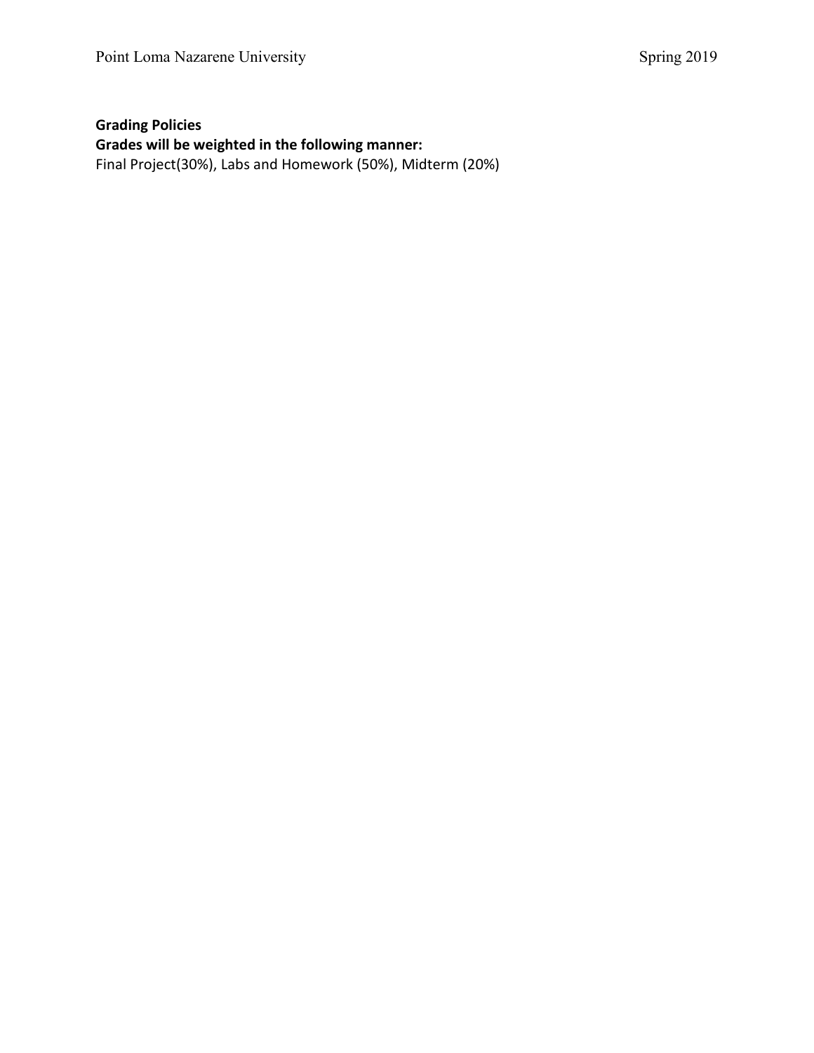**Grading Policies**

**Grades will be weighted in the following manner:**

Final Project(30%), Labs and Homework (50%), Midterm (20%)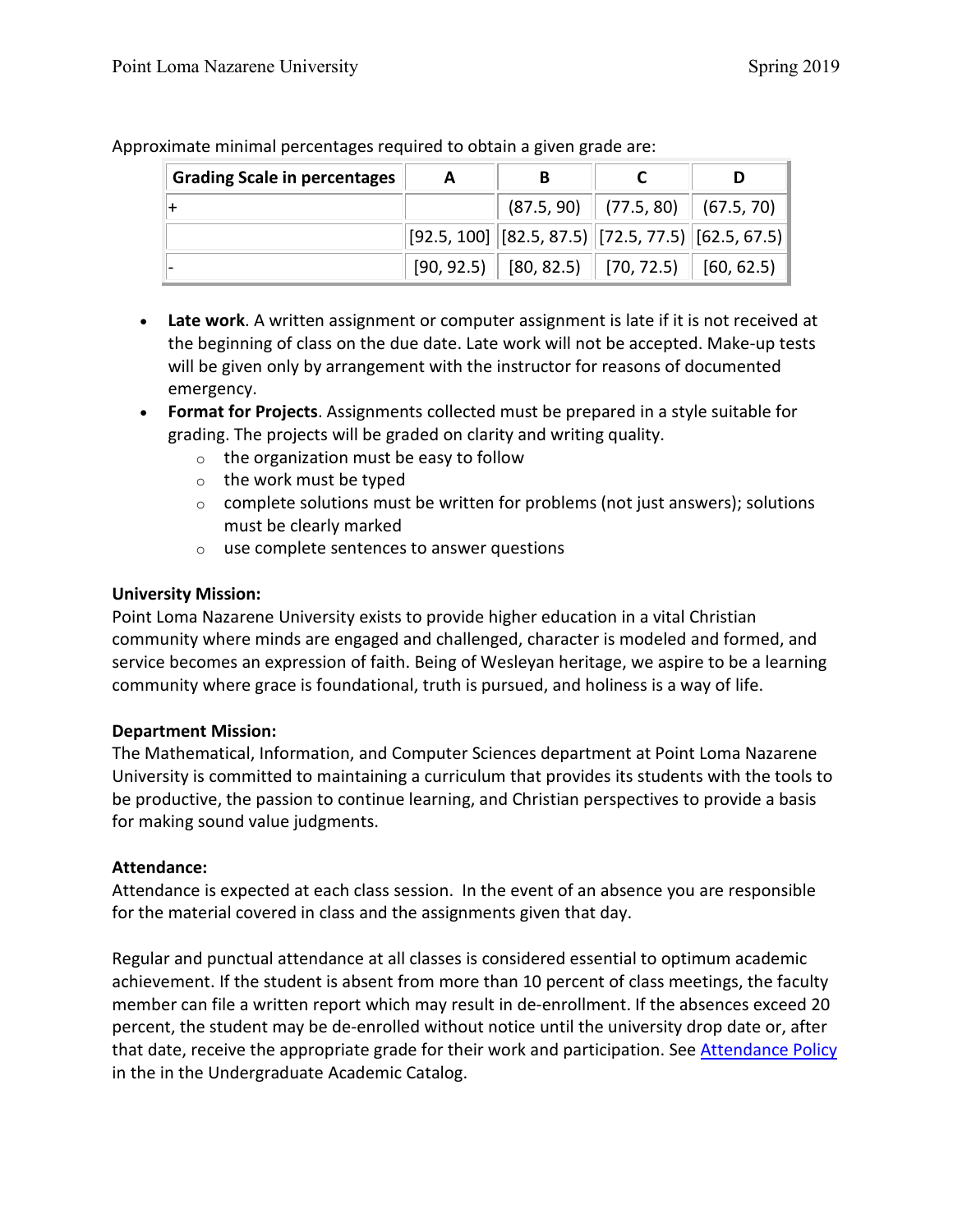Approximate minimal percentages required to obtain a given grade are:

| Grading Scale in percentages | A | B | C | D |
|---|---|---|---|---|
| + | | (87.5, 90) | (77.5, 80) | (67.5, 70) |
| | [92.5, 100] | [82.5, 87.5) | [72.5, 77.5) | [62.5, 67.5) |
| - | [90, 92.5) | [80, 82.5) | [70, 72.5) | [60, 62.5) |

- **Late work**. A written assignment or computer assignment is late if it is not received at the beginning of class on the due date. Late work will not be accepted. Make-up tests will be given only by arrangement with the instructor for reasons of documented emergency.
- **Format for Projects**. Assignments collected must be prepared in a style suitable for grading. The projects will be graded on clarity and writing quality.
  - the organization must be easy to follow
  - the work must be typed
  - complete solutions must be written for problems (not just answers); solutions must be clearly marked
  - use complete sentences to answer questions

**University Mission:**
Point Loma Nazarene University exists to provide higher education in a vital Christian community where minds are engaged and challenged, character is modeled and formed, and service becomes an expression of faith. Being of Wesleyan heritage, we aspire to be a learning community where grace is foundational, truth is pursued, and holiness is a way of life.

**Department Mission:**
The Mathematical, Information, and Computer Sciences department at Point Loma Nazarene University is committed to maintaining a curriculum that provides its students with the tools to be productive, the passion to continue learning, and Christian perspectives to provide a basis for making sound value judgments.

**Attendance:**
Attendance is expected at each class session. In the event of an absence you are responsible for the material covered in class and the assignments given that day.

Regular and punctual attendance at all classes is considered essential to optimum academic achievement. If the student is absent from more than 10 percent of class meetings, the faculty member can file a written report which may result in de-enrollment. If the absences exceed 20 percent, the student may be de-enrolled without notice until the university drop date or, after that date, receive the appropriate grade for their work and participation. See Attendance Policy in the in the Undergraduate Academic Catalog.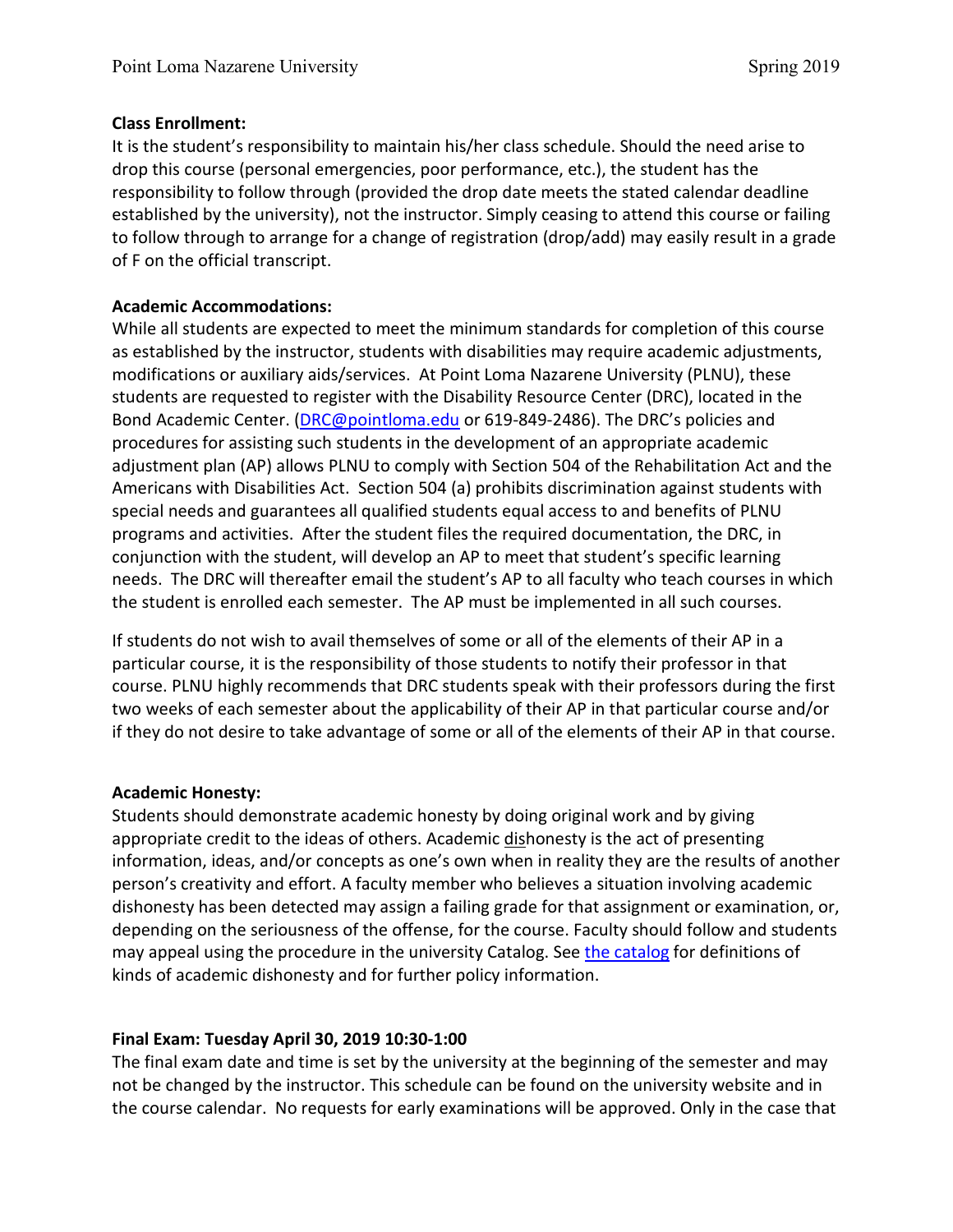**Class Enrollment:**
It is the student's responsibility to maintain his/her class schedule. Should the need arise to drop this course (personal emergencies, poor performance, etc.), the student has the responsibility to follow through (provided the drop date meets the stated calendar deadline established by the university), not the instructor. Simply ceasing to attend this course or failing to follow through to arrange for a change of registration (drop/add) may easily result in a grade of F on the official transcript.

**Academic Accommodations:**
While all students are expected to meet the minimum standards for completion of this course as established by the instructor, students with disabilities may require academic adjustments, modifications or auxiliary aids/services. At Point Loma Nazarene University (PLNU), these students are requested to register with the Disability Resource Center (DRC), located in the Bond Academic Center. ([DRC@pointloma.edu](mailto:DRC@pointloma.edu) or 619-849-2486). The DRC's policies and procedures for assisting such students in the development of an appropriate academic adjustment plan (AP) allows PLNU to comply with Section 504 of the Rehabilitation Act and the Americans with Disabilities Act. Section 504 (a) prohibits discrimination against students with special needs and guarantees all qualified students equal access to and benefits of PLNU programs and activities. After the student files the required documentation, the DRC, in conjunction with the student, will develop an AP to meet that student's specific learning needs. The DRC will thereafter email the student's AP to all faculty who teach courses in which the student is enrolled each semester. The AP must be implemented in all such courses.

If students do not wish to avail themselves of some or all of the elements of their AP in a particular course, it is the responsibility of those students to notify their professor in that course. PLNU highly recommends that DRC students speak with their professors during the first two weeks of each semester about the applicability of their AP in that particular course and/or if they do not desire to take advantage of some or all of the elements of their AP in that course.

**Academic Honesty:**
Students should demonstrate academic honesty by doing original work and by giving appropriate credit to the ideas of others. Academic <u>dis</u>honesty is the act of presenting information, ideas, and/or concepts as one's own when in reality they are the results of another person's creativity and effort. A faculty member who believes a situation involving academic dishonesty has been detected may assign a failing grade for that assignment or examination, or, depending on the seriousness of the offense, for the course. Faculty should follow and students may appeal using the procedure in the university Catalog. See [the catalog]() for definitions of kinds of academic dishonesty and for further policy information.

**Final Exam: Tuesday April 30, 2019 10:30-1:00**
The final exam date and time is set by the university at the beginning of the semester and may not be changed by the instructor. This schedule can be found on the university website and in the course calendar. No requests for early examinations will be approved. Only in the case that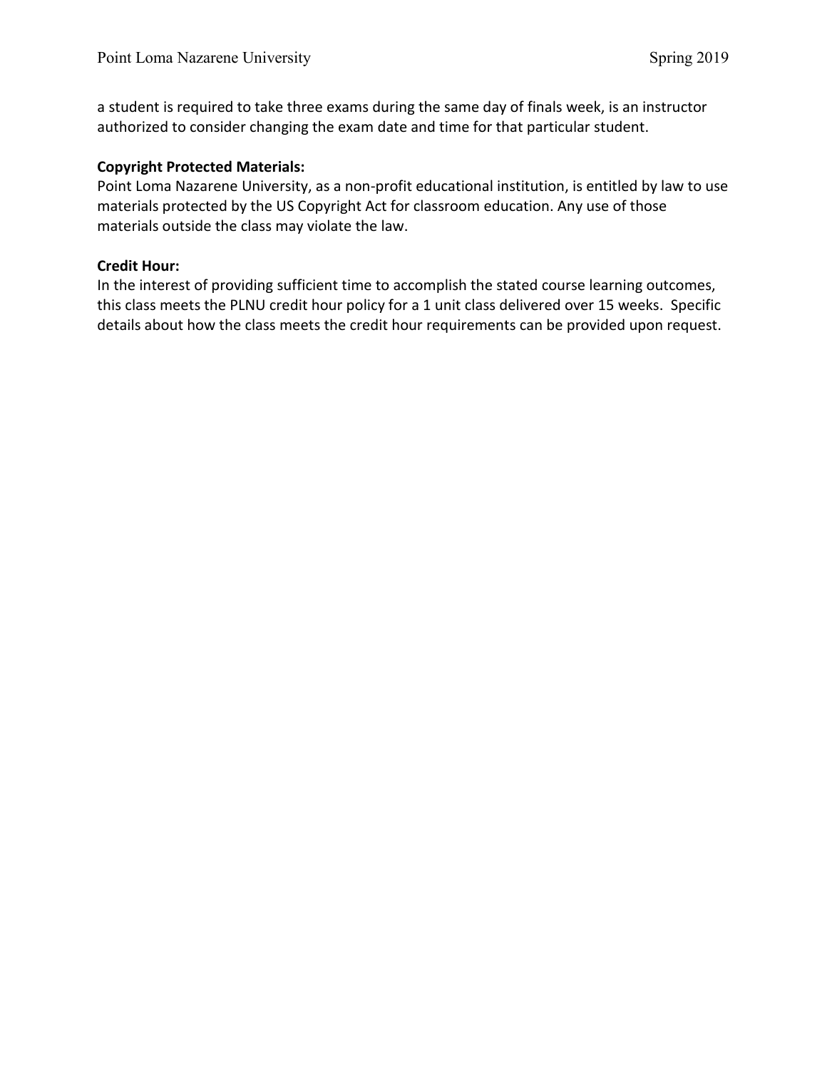a student is required to take three exams during the same day of finals week, is an instructor authorized to consider changing the exam date and time for that particular student.

**Copyright Protected Materials:**

Point Loma Nazarene University, as a non-profit educational institution, is entitled by law to use materials protected by the US Copyright Act for classroom education. Any use of those materials outside the class may violate the law.

**Credit Hour:**

In the interest of providing sufficient time to accomplish the stated course learning outcomes, this class meets the PLNU credit hour policy for a 1 unit class delivered over 15 weeks. Specific details about how the class meets the credit hour requirements can be provided upon request.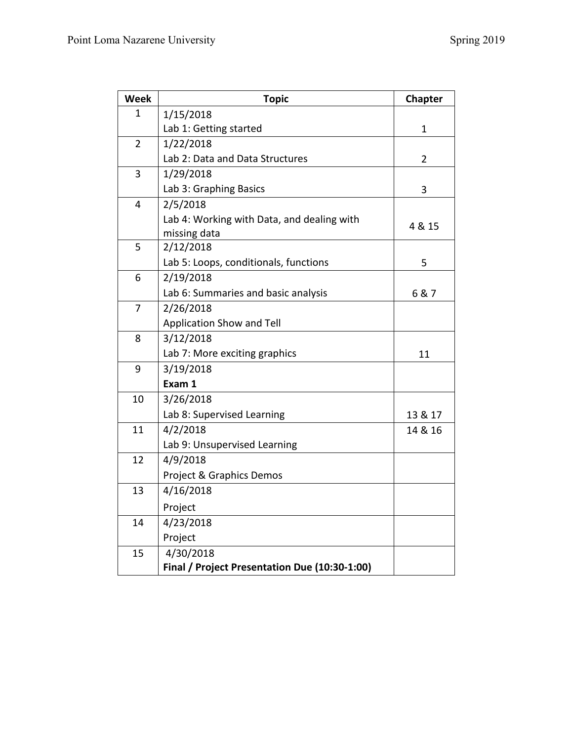| Week | Topic | Chapter |
| --- | --- | --- |
| 1 | 1/15/2018<br>Lab 1: Getting started | 1 |
| 2 | 1/22/2018<br>Lab 2: Data and Data Structures | 2 |
| 3 | 1/29/2018<br>Lab 3: Graphing Basics | 3 |
| 4 | 2/5/2018<br>Lab 4: Working with Data, and dealing with missing data | 4 & 15 |
| 5 | 2/12/2018<br>Lab 5: Loops, conditionals, functions | 5 |
| 6 | 2/19/2018<br>Lab 6: Summaries and basic analysis | 6 & 7 |
| 7 | 2/26/2018<br>Application Show and Tell | |
| 8 | 3/12/2018<br>Lab 7: More exciting graphics | 11 |
| 9 | 3/19/2018<br>**Exam 1** | |
| 10 | 3/26/2018<br>Lab 8: Supervised Learning | 13 & 17 |
| 11 | 4/2/2018<br>Lab 9: Unsupervised Learning | 14 & 16 |
| 12 | 4/9/2018<br>Project & Graphics Demos | |
| 13 | 4/16/2018<br>Project | |
| 14 | 4/23/2018<br>Project | |
| 15 | 4/30/2018<br>**Final / Project Presentation Due (10:30-1:00)** | |